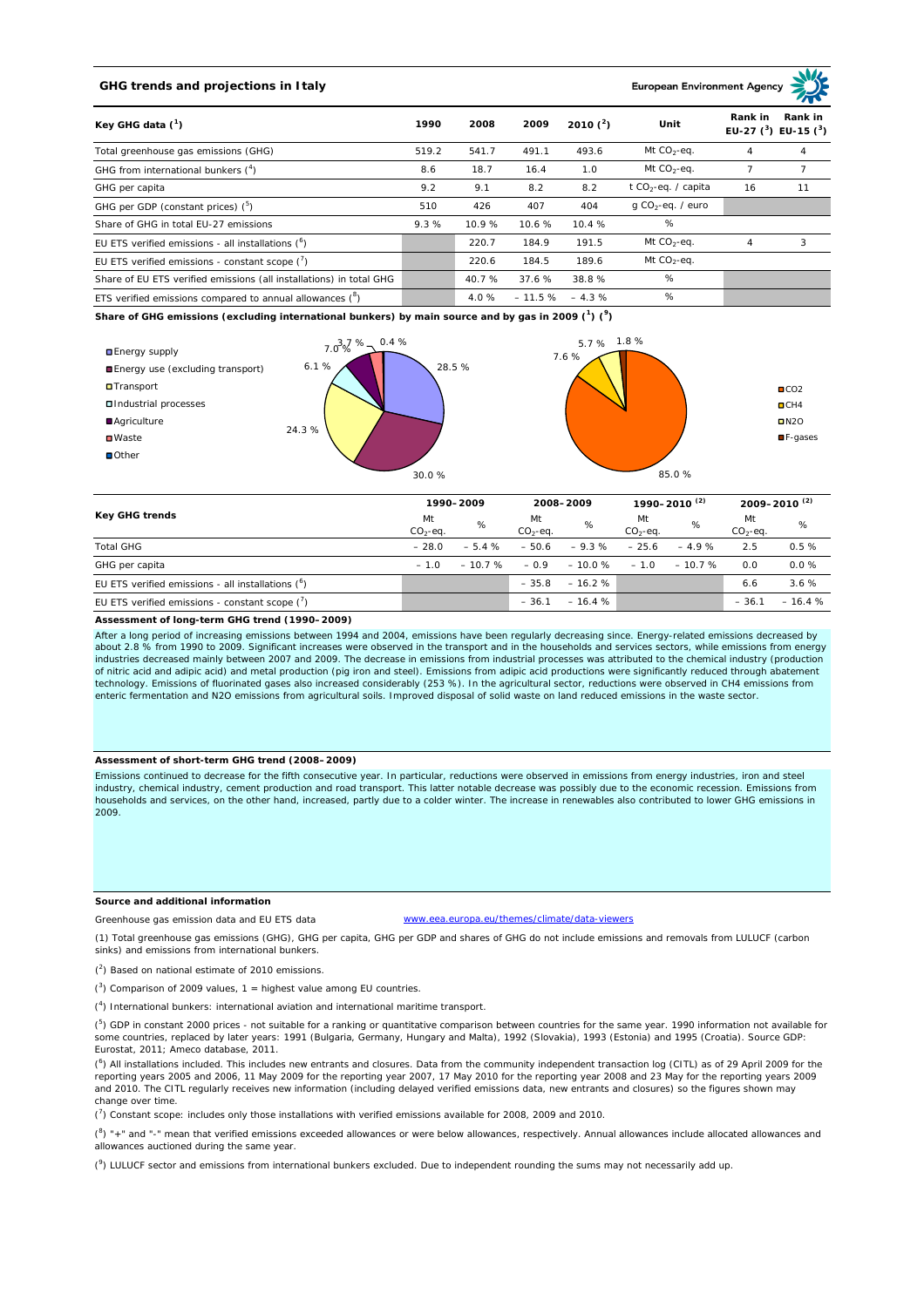## GHG trends and projections in Italy

European Environment Agency

| Key GHG data (1) | 1990 | 2008 | 2009 | 2010 (2) | Unit | Rank in EU-27 (3) | Rank in EU-15 (3) |
|---|---|---|---|---|---|---|---|
| Total greenhouse gas emissions (GHG) | 519.2 | 541.7 | 491.1 | 493.6 | Mt $CO_2$-eq. | 4 | 4 |
| GHG from international bunkers (4) | 8.6 | 18.7 | 16.4 | 1.0 | Mt $CO_2$-eq. | 7 | 7 |
| GHG per capita | 9.2 | 9.1 | 8.2 | 8.2 | t $CO_2$-eq. / capita | 16 | 11 |
| GHG per GDP (constant prices) (5) | 510 | 426 | 407 | 404 | g $CO_2$-eq. / euro | | |
| Share of GHG in total EU-27 emissions | 9.3 % | 10.9 % | 10.6 % | 10.4 % | % | | |
| EU ETS verified emissions - all installations (6) | | 220.7 | 184.9 | 191.5 | Mt $CO_2$-eq. | 4 | 3 |
| EU ETS verified emissions - constant scope (7) | | 220.6 | 184.5 | 189.6 | Mt $CO_2$-eq. | | |
| Share of EU ETS verified emissions (all installations) in total GHG | | 40.7 % | 37.6 % | 38.8 % | % | | |
| ETS verified emissions compared to annual allowances (8) | | 4.0 % | – 11.5 % | – 4.3 % | % | | |

**Share of GHG emissions (excluding international bunkers) by main source and by gas in 2009 (1) (9)**

By main source: Energy supply 28.5 %; Energy use (excluding transport) 30.0 %; Transport 24.3 %; Industrial processes 6.1 %; Agriculture 7.0 %; Waste 3.7 %; Other 0.4 %

By gas: $CO_2$ 85.0 %; $CH_4$ 7.6 %; $N_2O$ 5.7 %; F-gases 1.8 %

| Key GHG trends | 1990–2009 | | 2008–2009 | | 1990–2010 (2) | | 2009–2010 (2) | |
|---|---|---|---|---|---|---|---|---|
| | Mt $CO_2$-eq. | % | Mt $CO_2$-eq. | % | Mt $CO_2$-eq. | % | Mt $CO_2$-eq. | % |
| Total GHG | – 28.0 | – 5.4 % | – 50.6 | – 9.3 % | – 25.6 | – 4.9 % | 2.5 | 0.5 % |
| GHG per capita | – 1.0 | – 10.7 % | – 0.9 | – 10.0 % | – 1.0 | – 10.7 % | 0.0 | 0.0 % |
| EU ETS verified emissions - all installations (6) | | | – 35.8 | – 16.2 % | | | 6.6 | 3.6 % |
| EU ETS verified emissions - constant scope (7) | | | – 36.1 | – 16.4 % | | | – 36.1 | – 16.4 % |

**Assessment of long-term GHG trend (1990–2009)**

After a long period of increasing emissions between 1994 and 2004, emissions have been regularly decreasing since. Energy-related emissions decreased by about 2.8 % from 1990 to 2009. Significant increases were observed in the transport and in the households and services sectors, while emissions from energy industries decreased mainly between 2007 and 2009. The decrease in emissions from industrial processes was attributed to the chemical industry (production of nitric acid and adipic acid) and metal production (pig iron and steel). Emissions from adipic acid productions were significantly reduced through abatement technology. Emissions of fluorinated gases also increased considerably (253 %). In the agricultural sector, reductions were observed in CH4 emissions from enteric fermentation and N2O emissions from agricultural soils. Improved disposal of solid waste on land reduced emissions in the waste sector.

**Assessment of short-term GHG trend (2008–2009)**

Emissions continued to decrease for the fifth consecutive year. In particular, reductions were observed in emissions from energy industries, iron and steel industry, chemical industry, cement production and road transport. This latter notable decrease was possibly due to the economic recession. Emissions from households and services, on the other hand, increased, partly due to a colder winter. The increase in renewables also contributed to lower GHG emissions in 2009.

**Source and additional information**

Greenhouse gas emission data and EU ETS data www.eea.europa.eu/themes/climate/data-viewers

(1) Total greenhouse gas emissions (GHG), GHG per capita, GHG per GDP and shares of GHG do not include emissions and removals from LULUCF (carbon sinks) and emissions from international bunkers.

(2) Based on national estimate of 2010 emissions.

(3) Comparison of 2009 values, 1 = highest value among EU countries.

(4) International bunkers: international aviation and international maritime transport.

(5) GDP in constant 2000 prices - not suitable for a ranking or quantitative comparison between countries for the same year. 1990 information not available for some countries, replaced by later years: 1991 (Bulgaria, Germany, Hungary and Malta), 1992 (Slovakia), 1993 (Estonia) and 1995 (Croatia). Source GDP: Eurostat, 2011; Ameco database, 2011.

(6) All installations included. This includes new entrants and closures. Data from the community independent transaction log (CITL) as of 29 April 2009 for the reporting years 2005 and 2006, 11 May 2009 for the reporting year 2007, 17 May 2010 for the reporting year 2008 and 23 May for the reporting years 2009 and 2010. The CITL regularly receives new information (including delayed verified emissions data, new entrants and closures) so the figures shown may change over time.

(7) Constant scope: includes only those installations with verified emissions available for 2008, 2009 and 2010.

(8) "+" and "-" mean that verified emissions exceeded allowances or were below allowances, respectively. Annual allowances include allocated allowances and allowances auctioned during the same year.

(9) LULUCF sector and emissions from international bunkers excluded. Due to independent rounding the sums may not necessarily add up.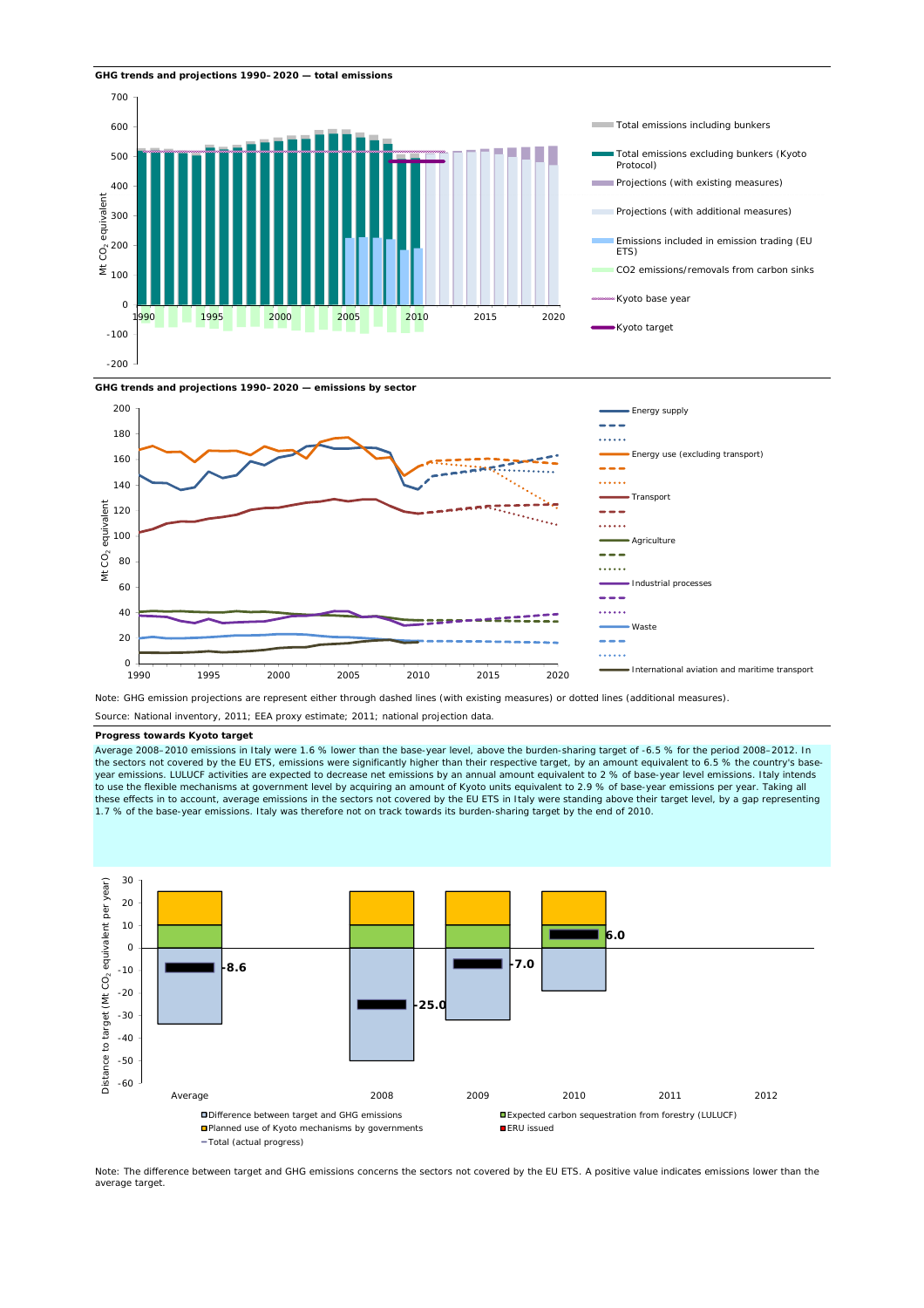**GHG trends and projections 1990–2020 — total emissions**

700
600
500
400
300
200
100
0
-100
-200

Mt $CO_2$ equivalent

1990
1995
2000
2005
2010
2015
2020

Total emissions including bunkers
Total emissions excluding bunkers (Kyoto Protocol)
Projections (with existing measures)
Projections (with additional measures)
Emissions included in emission trading (EU ETS)
CO2 emissions/removals from carbon sinks
Kyoto base year
Kyoto target

**GHG trends and projections 1990–2020 — emissions by sector**

200
180
160
140
120
100
80
60
40
20
0

Mt $CO_2$ equivalent

1990
1995
2000
2005
2010
2015
2020

Energy supply
Energy use (excluding transport)
Transport
Agriculture
Industrial processes
Waste
International aviation and maritime transport

Note: GHG emission projections are represent either through dashed lines (with existing measures) or dotted lines (additional measures).

Source: National inventory, 2011; EEA proxy estimate; 2011; national projection data.

**Progress towards Kyoto target**

Average 2008–2010 emissions in Italy were 1.6 % lower than the base-year level, above the burden-sharing target of -6.5 % for the period 2008–2012. In the sectors not covered by the EU ETS, emissions were significantly higher than their respective target, by an amount equivalent to 6.5 % the country's base-year emissions. LULUCF activities are expected to decrease net emissions by an annual amount equivalent to 2 % of base-year level emissions. Italy intends to use the flexible mechanisms at government level by acquiring an amount of Kyoto units equivalent to 2.9 % of base-year emissions per year. Taking all these effects in to account, average emissions in the sectors not covered by the EU ETS in Italy were standing above their target level, by a gap representing 1.7 % of the base-year emissions. Italy was therefore not on track towards its burden-sharing target by the end of 2010.

30
20
10
0
-10
-20
-30
-40
-50
-60

Distance to target (Mt $CO_2$ equivalent per year)

-8.6
-25.0
-7.0
6.0

Average
2008
2009
2010
2011
2012

Difference between target and GHG emissions
Expected carbon sequestration from forestry (LULUCF)
Planned use of Kyoto mechanisms by governments
ERU issued
Total (actual progress)

Note: The difference between target and GHG emissions concerns the sectors not covered by the EU ETS. A positive value indicates emissions lower than the average target.